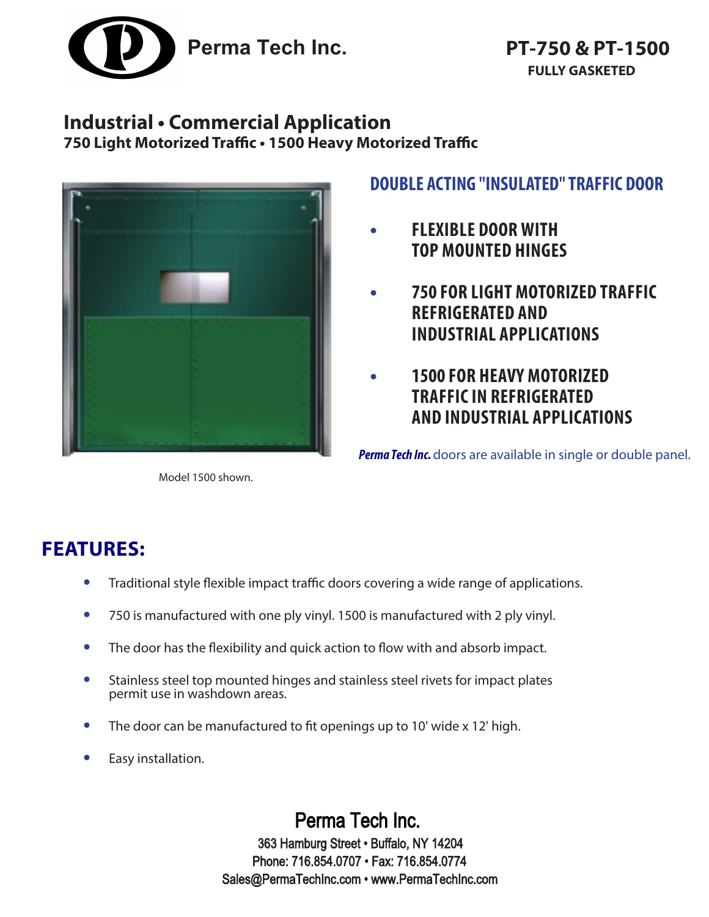Perma Tech Inc.

# PT-750 & PT-1500

**FULLY GASKETED**

## Industrial • Commercial Application

**750 Light Motorized Traffic • 1500 Heavy Motorized Traffic**

Model 1500 shown.

### DOUBLE ACTING "INSULATED" TRAFFIC DOOR

- **FLEXIBLE DOOR WITH TOP MOUNTED HINGES**
- **750 FOR LIGHT MOTORIZED TRAFFIC REFRIGERATED AND INDUSTRIAL APPLICATIONS**
- **1500 FOR HEAVY MOTORIZED TRAFFIC IN REFRIGERATED AND INDUSTRIAL APPLICATIONS**

***Perma Tech Inc.*** doors are available in single or double panel.

## FEATURES:

- Traditional style flexible impact traffic doors covering a wide range of applications.
- 750 is manufactured with one ply vinyl. 1500 is manufactured with 2 ply vinyl.
- The door has the flexibility and quick action to flow with and absorb impact.
- Stainless steel top mounted hinges and stainless steel rivets for impact plates permit use in washdown areas.
- The door can be manufactured to fit openings up to 10' wide x 12' high.
- Easy installation.

Perma Tech Inc.

363 Hamburg Street • Buffalo, NY 14204

Phone: 716.854.0707 • Fax: 716.854.0774

Sales@PermaTechInc.com • www.PermaTechInc.com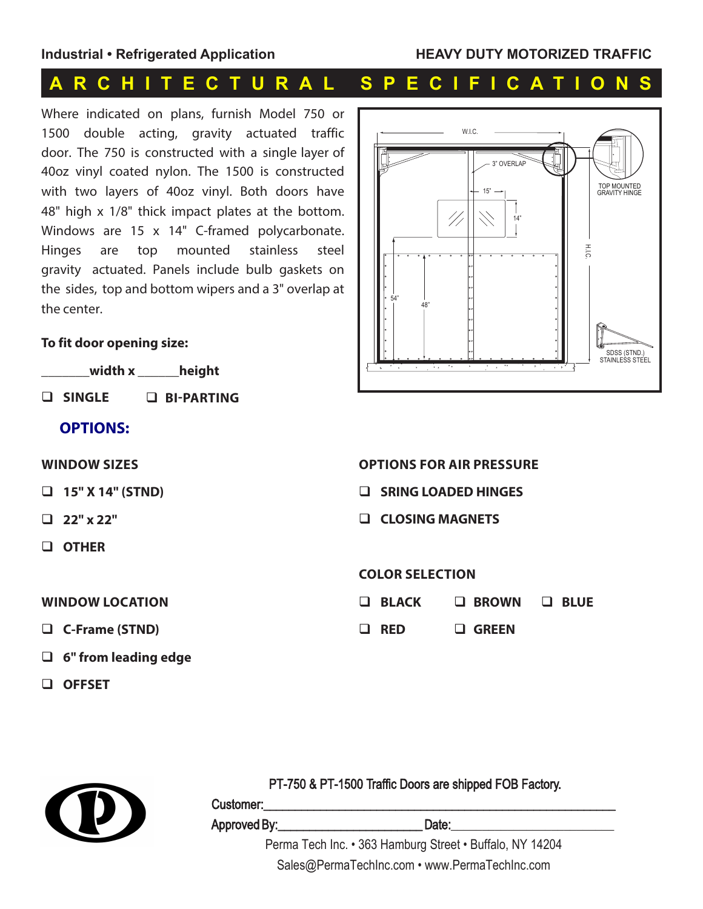Industrial • Refrigerated Application

HEAVY DUTY MOTORIZED TRAFFIC

# ARCHITECTURAL SPECIFICATIONS

Where indicated on plans, furnish Model 750 or 1500 double acting, gravity actuated traffic door. The 750 is constructed with a single layer of 40oz vinyl coated nylon. The 1500 is constructed with two layers of 40oz vinyl. Both doors have 48" high x 1/8" thick impact plates at the bottom. Windows are 15 x 14" C-framed polycarbonate. Hinges are top mounted stainless steel gravity actuated. Panels include bulb gaskets on the sides, top and bottom wipers and a 3" overlap at the center.

W.I.C.
3" OVERLAP
TOP MOUNTED GRAVITY HINGE
15"
14"
H.I.C.
54"
48"
SDSS (STND.) STAINLESS STEEL

**To fit door opening size:**

**_______width x ______height**

- ❑ **SINGLE**
- ❑ **BI-PARTING**

## OPTIONS:

**WINDOW SIZES**

- ❑ **15" X 14" (STND)**
- ❑ **22" x 22"**
- ❑ **OTHER**

**WINDOW LOCATION**

- ❑ **C-Frame (STND)**
- ❑ **6" from leading edge**
- ❑ **OFFSET**

**OPTIONS FOR AIR PRESSURE**

- ❑ **SRING LOADED HINGES**
- ❑ **CLOSING MAGNETS**

**COLOR SELECTION**

- ❑ **BLACK**
- ❑ **BROWN**
- ❑ **BLUE**
- ❑ **RED**
- ❑ **GREEN**

PT-750 & PT-1500 Traffic Doors are shipped FOB Factory.

Customer:______________________________________________

Approved By:______________________ Date:________________________

Perma Tech Inc. • 363 Hamburg Street • Buffalo, NY 14204

Sales@PermaTechInc.com • www.PermaTechInc.com